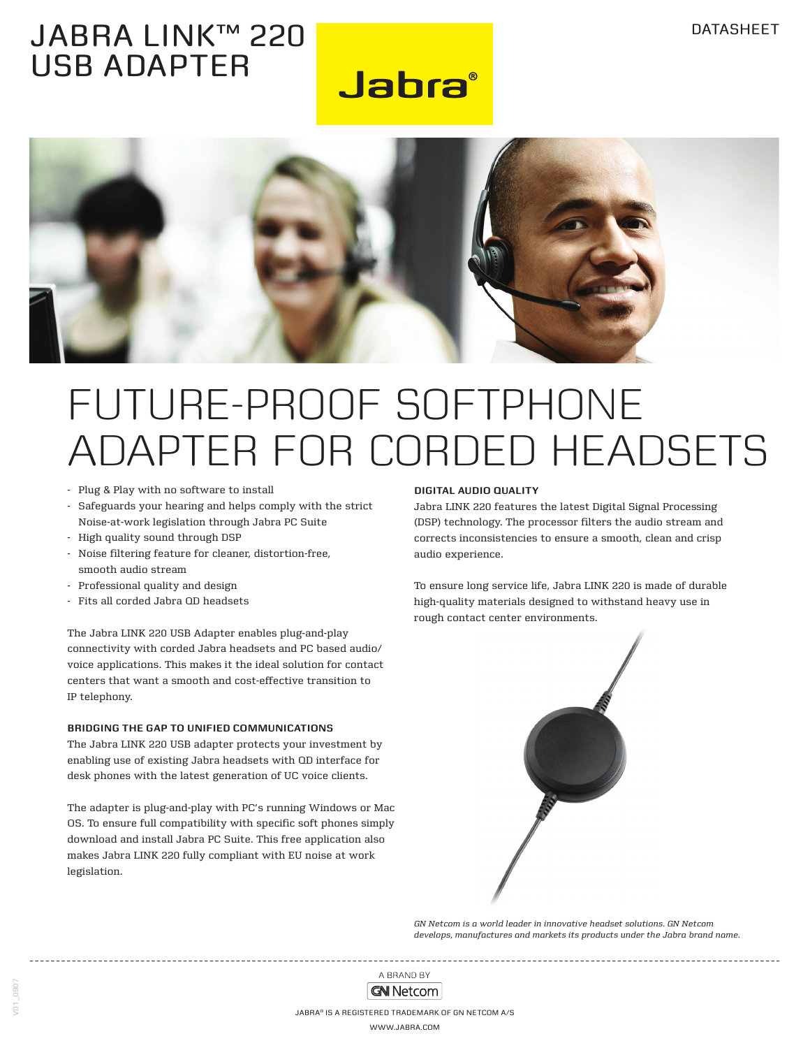# JABRA LINK™ 220 USB ADAPTER

DATASHEET

# FUTURE-PROOF SOFTPHONE ADAPTER FOR CORDED HEADSETS

- Plug & Play with no software to install
- Safeguards your hearing and helps comply with the strict Noise-at-work legislation through Jabra PC Suite
- High quality sound through DSP
- Noise filtering feature for cleaner, distortion-free, smooth audio stream
- Professional quality and design
- Fits all corded Jabra QD headsets

The Jabra LINK 220 USB Adapter enables plug-and-play connectivity with corded Jabra headsets and PC based audio/ voice applications. This makes it the ideal solution for contact centers that want a smooth and cost-effective transition to IP telephony.

**BRIDGING THE GAP TO UNIFIED COMMUNICATIONS**

The Jabra LINK 220 USB adapter protects your investment by enabling use of existing Jabra headsets with QD interface for desk phones with the latest generation of UC voice clients.

The adapter is plug-and-play with PC's running Windows or Mac OS. To ensure full compatibility with specific soft phones simply download and install Jabra PC Suite. This free application also makes Jabra LINK 220 fully compliant with EU noise at work legislation.

**DIGITAL AUDIO QUALITY**

Jabra LINK 220 features the latest Digital Signal Processing (DSP) technology. The processor filters the audio stream and corrects inconsistencies to ensure a smooth, clean and crisp audio experience.

To ensure long service life, Jabra LINK 220 is made of durable high-quality materials designed to withstand heavy use in rough contact center environments.

*GN Netcom is a world leader in innovative headset solutions. GN Netcom develops, manufactures and markets its products under the Jabra brand name.*

A BRAND BY GN Netcom

JABRA® IS A REGISTERED TRADEMARK OF GN NETCOM A/S

WWW.JABRA.COM

V01_0907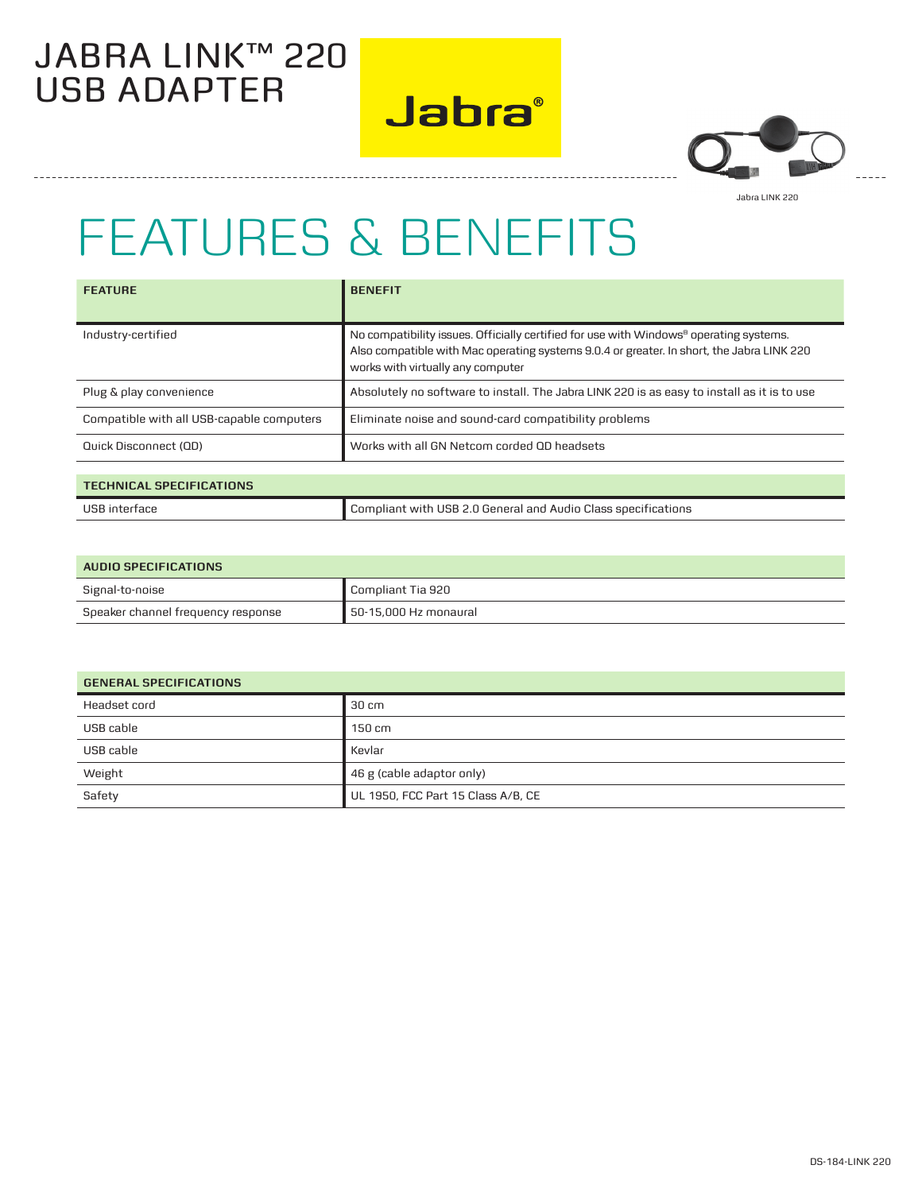# JABRA LINK™ 220 USB ADAPTER

Jabra®

Jabra LINK 220

## FEATURES & BENEFITS

| FEATURE | BENEFIT |
|---|---|
| Industry-certified | No compatibility issues. Officially certified for use with Windows® operating systems. Also compatible with Mac operating systems 9.0.4 or greater. In short, the Jabra LINK 220 works with virtually any computer |
| Plug & play convenience | Absolutely no software to install. The Jabra LINK 220 is as easy to install as it is to use |
| Compatible with all USB-capable computers | Eliminate noise and sound-card compatibility problems |
| Quick Disconnect (QD) | Works with all GN Netcom corded QD headsets |

| TECHNICAL SPECIFICATIONS | |
|---|---|
| USB interface | Compliant with USB 2.0 General and Audio Class specifications |

| AUDIO SPECIFICATIONS | |
|---|---|
| Signal-to-noise | Compliant Tia 920 |
| Speaker channel frequency response | 50-15,000 Hz monaural |

| GENERAL SPECIFICATIONS | |
|---|---|
| Headset cord | 30 cm |
| USB cable | 150 cm |
| USB cable | Kevlar |
| Weight | 46 g (cable adaptor only) |
| Safety | UL 1950, FCC Part 15 Class A/B, CE |

DS-184-LINK 220